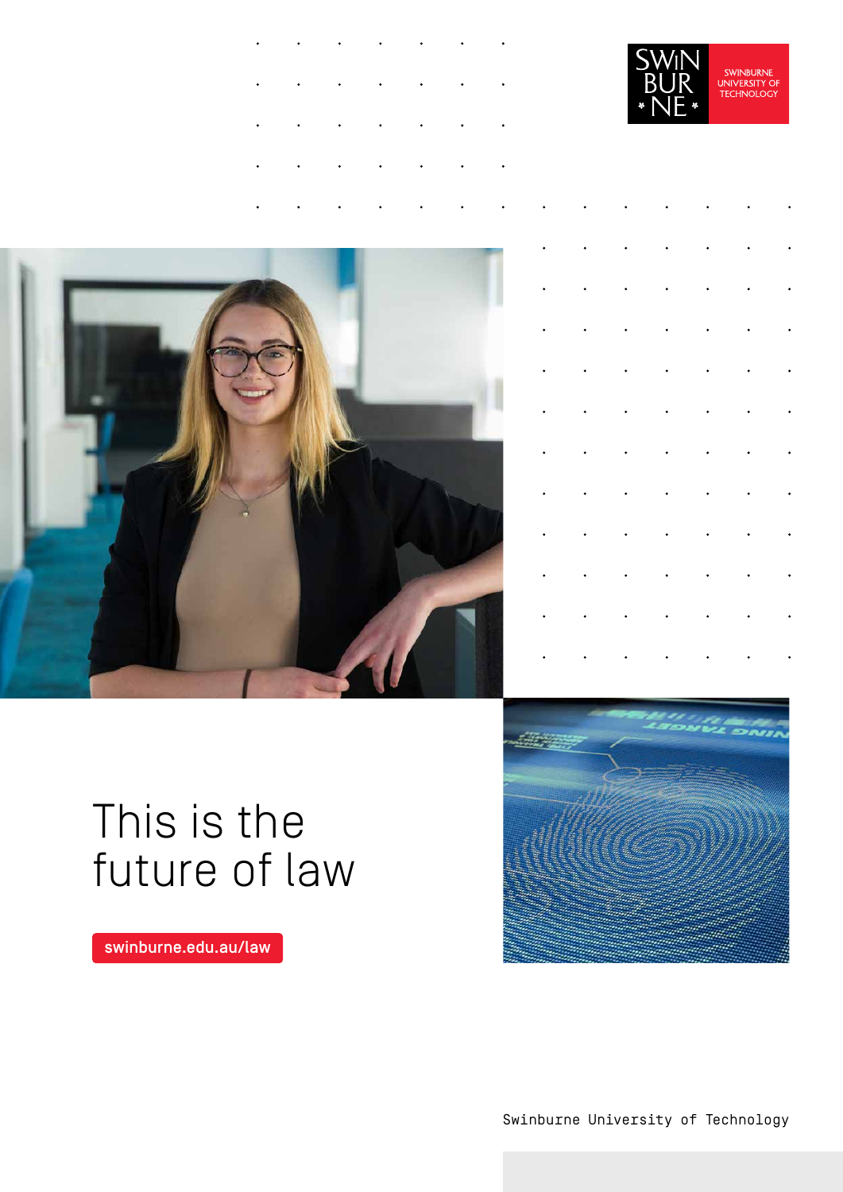SWINBURNE UNIVERSITY OF TECHNOLOGY

# This is the future of law

swinburne.edu.au/law

Swinburne University of Technology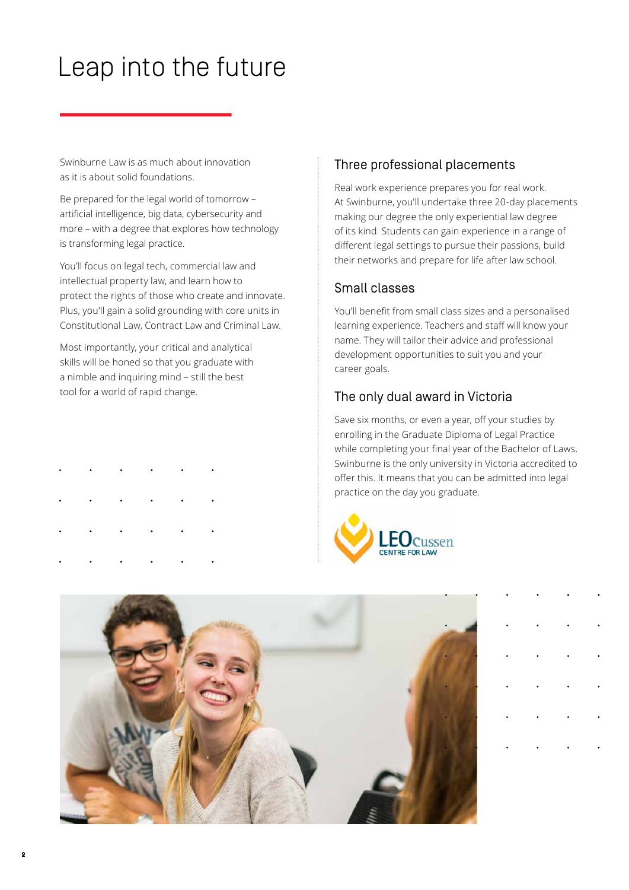# Leap into the future

Swinburne Law is as much about innovation as it is about solid foundations.

Be prepared for the legal world of tomorrow – artificial intelligence, big data, cybersecurity and more – with a degree that explores how technology is transforming legal practice.

You'll focus on legal tech, commercial law and intellectual property law, and learn how to protect the rights of those who create and innovate. Plus, you'll gain a solid grounding with core units in Constitutional Law, Contract Law and Criminal Law.

Most importantly, your critical and analytical skills will be honed so that you graduate with a nimble and inquiring mind – still the best tool for a world of rapid change.

## Three professional placements

Real work experience prepares you for real work. At Swinburne, you'll undertake three 20-day placements making our degree the only experiential law degree of its kind. Students can gain experience in a range of different legal settings to pursue their passions, build their networks and prepare for life after law school.

## Small classes

You'll benefit from small class sizes and a personalised learning experience. Teachers and staff will know your name. They will tailor their advice and professional development opportunities to suit you and your career goals.

## The only dual award in Victoria

Save six months, or even a year, off your studies by enrolling in the Graduate Diploma of Legal Practice while completing your final year of the Bachelor of Laws. Swinburne is the only university in Victoria accredited to offer this. It means that you can be admitted into legal practice on the day you graduate.

LEO Cussen CENTRE FOR LAW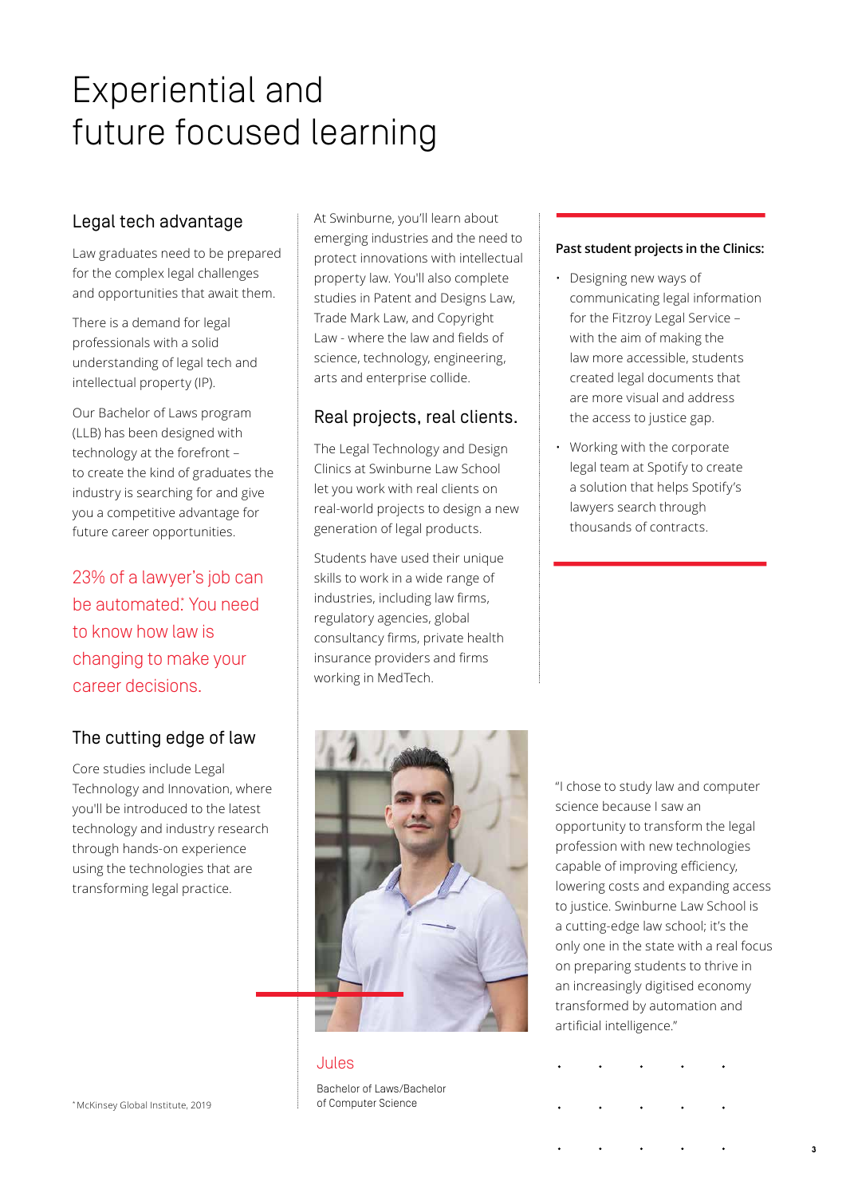# Experiential and future focused learning

## Legal tech advantage

Law graduates need to be prepared for the complex legal challenges and opportunities that await them.

There is a demand for legal professionals with a solid understanding of legal tech and intellectual property (IP).

Our Bachelor of Laws program (LLB) has been designed with technology at the forefront – to create the kind of graduates the industry is searching for and give you a competitive advantage for future career opportunities.

23% of a lawyer's job can be automated*. You need to know how law is changing to make your career decisions.

## The cutting edge of law

Core studies include Legal Technology and Innovation, where you'll be introduced to the latest technology and industry research through hands-on experience using the technologies that are transforming legal practice.

At Swinburne, you'll learn about emerging industries and the need to protect innovations with intellectual property law. You'll also complete studies in Patent and Designs Law, Trade Mark Law, and Copyright Law - where the law and fields of science, technology, engineering, arts and enterprise collide.

## Real projects, real clients.

The Legal Technology and Design Clinics at Swinburne Law School let you work with real clients on real-world projects to design a new generation of legal products.

Students have used their unique skills to work in a wide range of industries, including law firms, regulatory agencies, global consultancy firms, private health insurance providers and firms working in MedTech.

**Past student projects in the Clinics:**

- Designing new ways of communicating legal information for the Fitzroy Legal Service – with the aim of making the law more accessible, students created legal documents that are more visual and address the access to justice gap.
- Working with the corporate legal team at Spotify to create a solution that helps Spotify's lawyers search through thousands of contracts.

"I chose to study law and computer science because I saw an opportunity to transform the legal profession with new technologies capable of improving efficiency, lowering costs and expanding access to justice. Swinburne Law School is a cutting-edge law school; it's the only one in the state with a real focus on preparing students to thrive in an increasingly digitised economy transformed by automation and artificial intelligence."

Jules

Bachelor of Laws/Bachelor of Computer Science

*McKinsey Global Institute, 2019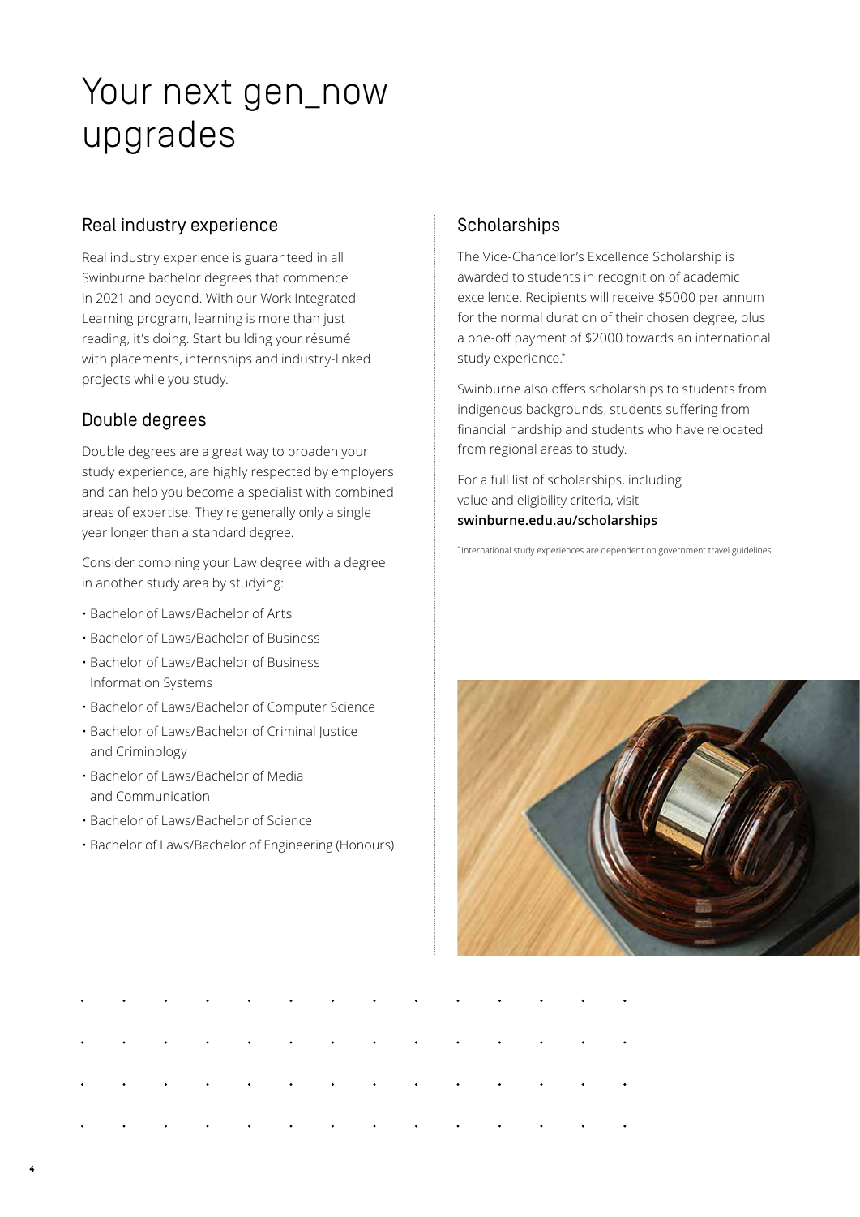# Your next gen_now upgrades

## Real industry experience

Real industry experience is guaranteed in all Swinburne bachelor degrees that commence in 2021 and beyond. With our Work Integrated Learning program, learning is more than just reading, it's doing. Start building your résumé with placements, internships and industry-linked projects while you study.

## Double degrees

Double degrees are a great way to broaden your study experience, are highly respected by employers and can help you become a specialist with combined areas of expertise. They're generally only a single year longer than a standard degree.

Consider combining your Law degree with a degree in another study area by studying:

- Bachelor of Laws/Bachelor of Arts
- Bachelor of Laws/Bachelor of Business
- Bachelor of Laws/Bachelor of Business Information Systems
- Bachelor of Laws/Bachelor of Computer Science
- Bachelor of Laws/Bachelor of Criminal Justice and Criminology
- Bachelor of Laws/Bachelor of Media and Communication
- Bachelor of Laws/Bachelor of Science
- Bachelor of Laws/Bachelor of Engineering (Honours)

## Scholarships

The Vice-Chancellor's Excellence Scholarship is awarded to students in recognition of academic excellence. Recipients will receive $5000 per annum for the normal duration of their chosen degree, plus a one-off payment of $2000 towards an international study experience.*

Swinburne also offers scholarships to students from indigenous backgrounds, students suffering from financial hardship and students who have relocated from regional areas to study.

For a full list of scholarships, including value and eligibility criteria, visit **swinburne.edu.au/scholarships**

* International study experiences are dependent on government travel guidelines.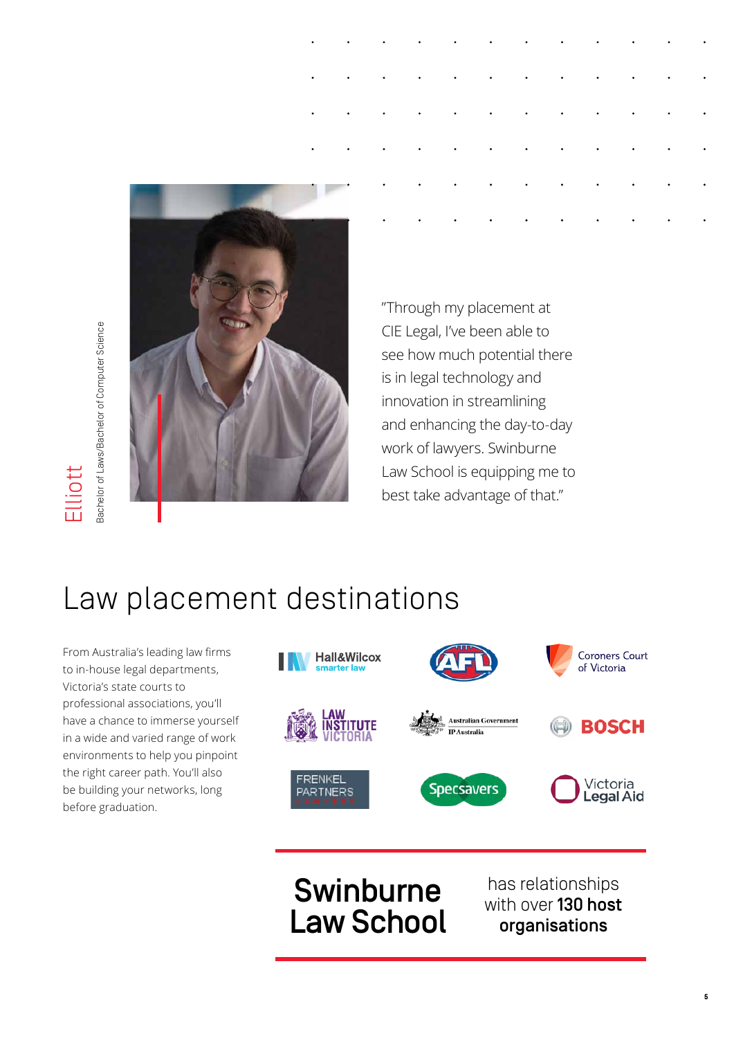Elliott

Bachelor of Laws/Bachelor of Computer Science

"Through my placement at CIE Legal, I've been able to see how much potential there is in legal technology and innovation in streamlining and enhancing the day-to-day work of lawyers. Swinburne Law School is equipping me to best take advantage of that."

# Law placement destinations

From Australia's leading law firms to in-house legal departments, Victoria's state courts to professional associations, you'll have a chance to immerse yourself in a wide and varied range of work environments to help you pinpoint the right career path. You'll also be building your networks, long before graduation.

Hall&Wilcox smarter law

AFL

Coroners Court of Victoria

Law Institute Victoria

Australian Government IP Australia

BOSCH

Frenkel Partners Lawyers

Specsavers

Victoria Legal Aid

**Swinburne Law School** has relationships with over **130 host organisations**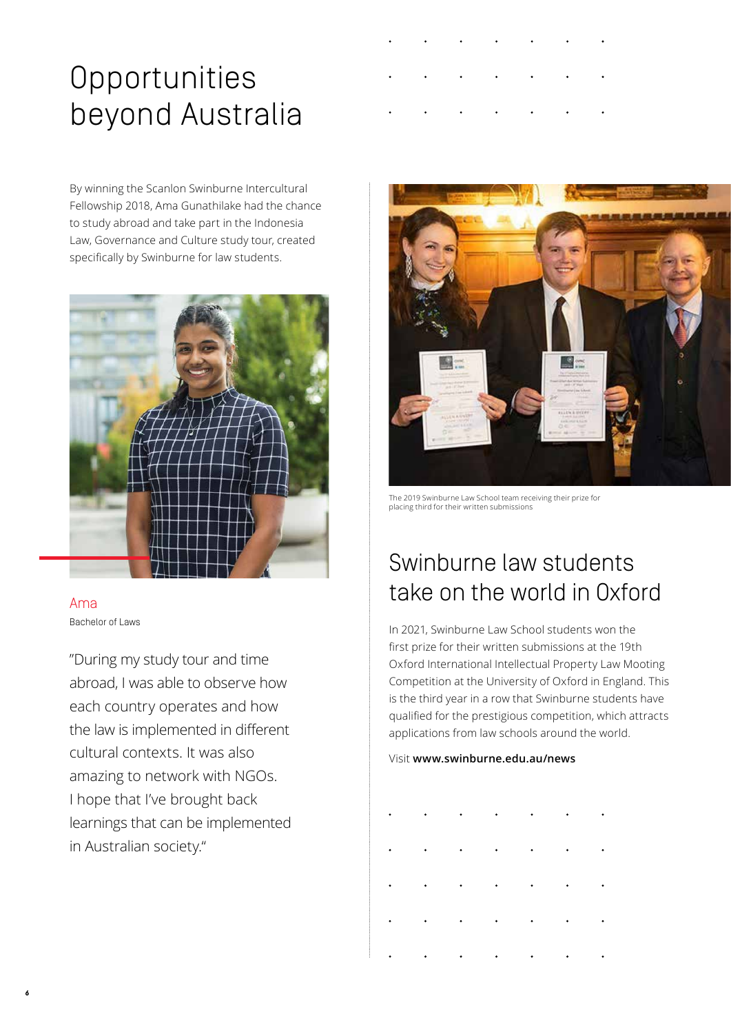# Opportunities beyond Australia

By winning the Scanlon Swinburne Intercultural Fellowship 2018, Ama Gunathilake had the chance to study abroad and take part in the Indonesia Law, Governance and Culture study tour, created specifically by Swinburne for law students.

Ama
Bachelor of Laws

"During my study tour and time abroad, I was able to observe how each country operates and how the law is implemented in different cultural contexts. It was also amazing to network with NGOs. I hope that I've brought back learnings that can be implemented in Australian society."

The 2019 Swinburne Law School team receiving their prize for placing third for their written submissions

## Swinburne law students take on the world in Oxford

In 2021, Swinburne Law School students won the first prize for their written submissions at the 19th Oxford International Intellectual Property Law Mooting Competition at the University of Oxford in England. This is the third year in a row that Swinburne students have qualified for the prestigious competition, which attracts applications from law schools around the world.

Visit **www.swinburne.edu.au/news**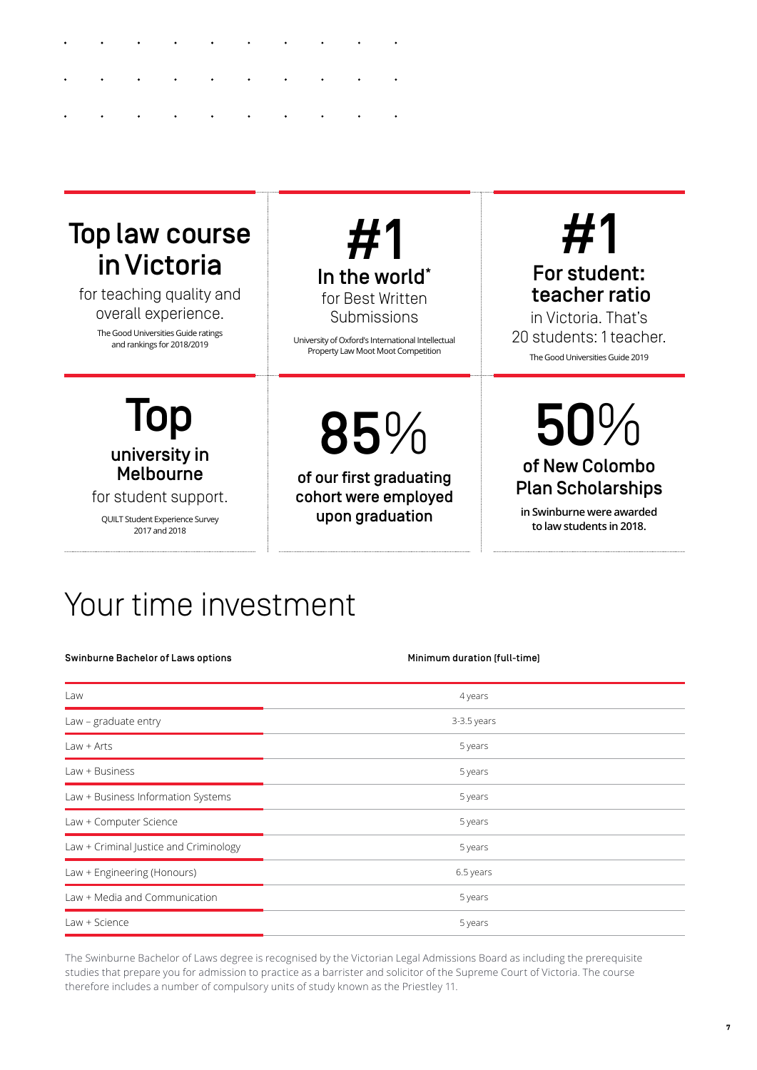**Top law course in Victoria**

for teaching quality and overall experience.

The Good Universities Guide ratings and rankings for 2018/2019

**#1**

**In the world***

for Best Written Submissions

University of Oxford's International Intellectual Property Law Moot Moot Competition

**#1**

**For student: teacher ratio**

in Victoria. That's 20 students: 1 teacher.

The Good Universities Guide 2019

**Top**

**university in Melbourne**

for student support.

QUILT Student Experience Survey 2017 and 2018

**85%**

**of our first graduating cohort were employed upon graduation**

**50%**

**of New Colombo Plan Scholarships**

**in Swinburne were awarded to law students in 2018.**

# Your time investment

| Swinburne Bachelor of Laws options | Minimum duration (full-time) |
|---|---|
| Law | 4 years |
| Law – graduate entry | 3-3.5 years |
| Law + Arts | 5 years |
| Law + Business | 5 years |
| Law + Business Information Systems | 5 years |
| Law + Computer Science | 5 years |
| Law + Criminal Justice and Criminology | 5 years |
| Law + Engineering (Honours) | 6.5 years |
| Law + Media and Communication | 5 years |
| Law + Science | 5 years |

The Swinburne Bachelor of Laws degree is recognised by the Victorian Legal Admissions Board as including the prerequisite studies that prepare you for admission to practice as a barrister and solicitor of the Supreme Court of Victoria. The course therefore includes a number of compulsory units of study known as the Priestley 11.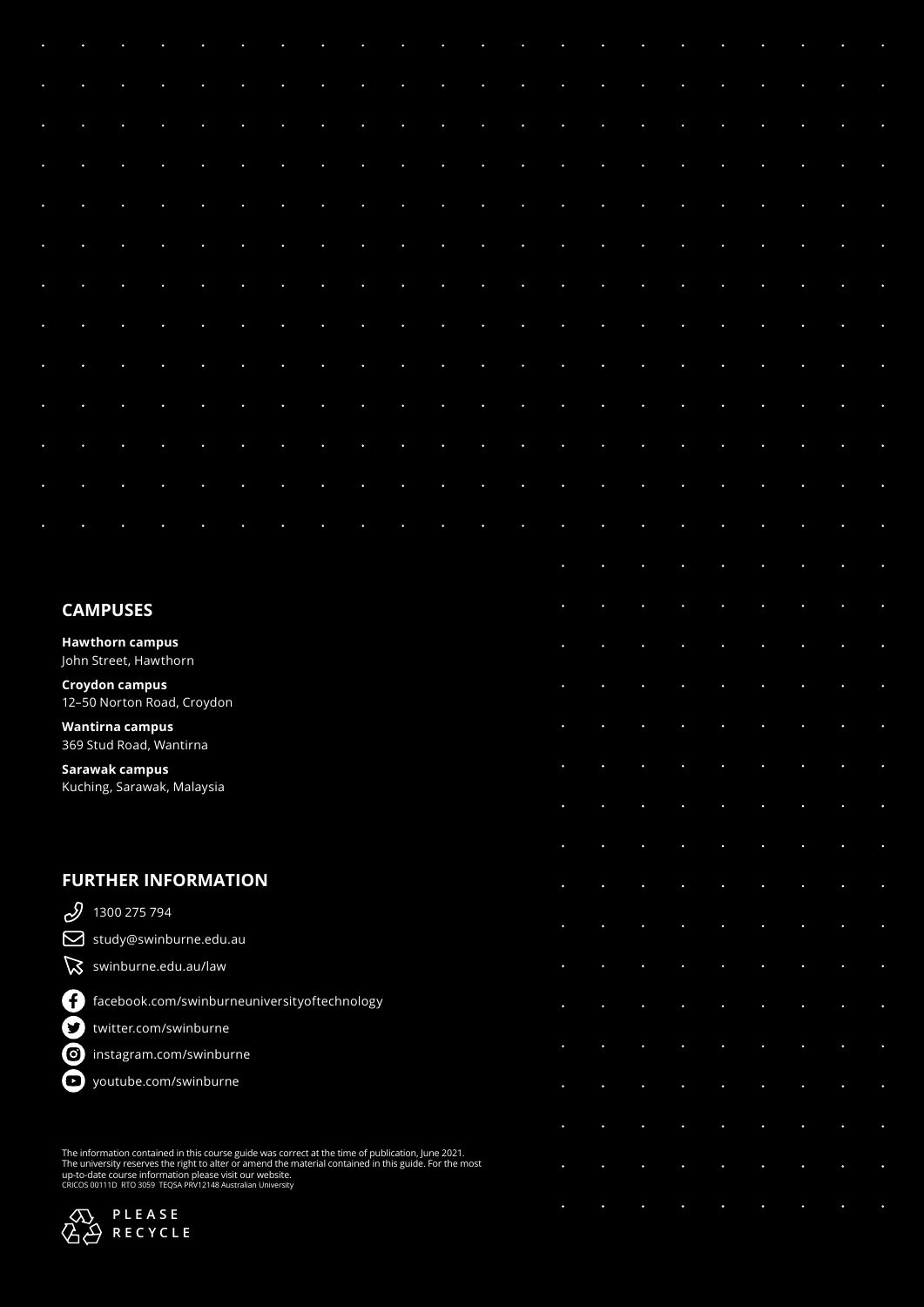## CAMPUSES

**Hawthorn campus**
John Street, Hawthorn

**Croydon campus**
12–50 Norton Road, Croydon

**Wantirna campus**
369 Stud Road, Wantirna

**Sarawak campus**
Kuching, Sarawak, Malaysia

## FURTHER INFORMATION

1300 275 794

study@swinburne.edu.au

swinburne.edu.au/law

facebook.com/swinburneuniversityoftechnology

twitter.com/swinburne

instagram.com/swinburne

youtube.com/swinburne

The information contained in this course guide was correct at the time of publication, June 2021. The university reserves the right to alter or amend the material contained in this guide. For the most up-to-date course information please visit our website.
CRICOS 00111D RTO 3059 TEQSA PRV12148 Australian University

PLEASE RECYCLE